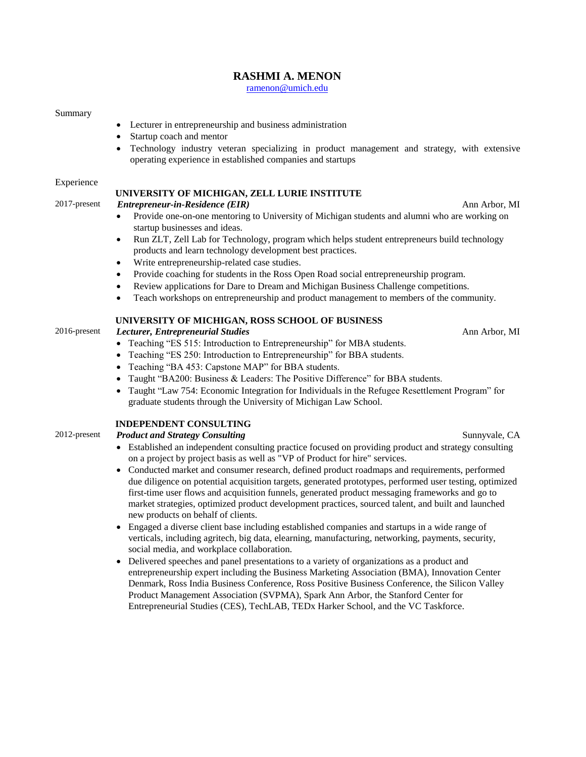# RASHMI A. MENON

ramenon@umich.edu

## Summary

- Lecturer in entrepreneurship and business administration
- Startup coach and mentor
- Technology industry veteran specializing in product management and strategy, with extensive operating experience in established companies and startups

## Experience

### UNIVERSITY OF MICHIGAN, ZELL LURIE INSTITUTE

2017-present — ***Entrepreneur-in-Residence (EIR)*** — Ann Arbor, MI

- Provide one-on-one mentoring to University of Michigan students and alumni who are working on startup businesses and ideas.
- Run ZLT, Zell Lab for Technology, program which helps student entrepreneurs build technology products and learn technology development best practices.
- Write entrepreneurship-related case studies.
- Provide coaching for students in the Ross Open Road social entrepreneurship program.
- Review applications for Dare to Dream and Michigan Business Challenge competitions.
- Teach workshops on entrepreneurship and product management to members of the community.

### UNIVERSITY OF MICHIGAN, ROSS SCHOOL OF BUSINESS

2016-present — ***Lecturer, Entrepreneurial Studies*** — Ann Arbor, MI

- Teaching "ES 515: Introduction to Entrepreneurship" for MBA students.
- Teaching "ES 250: Introduction to Entrepreneurship" for BBA students.
- Teaching "BA 453: Capstone MAP" for BBA students.
- Taught "BA200: Business & Leaders: The Positive Difference" for BBA students.
- Taught "Law 754: Economic Integration for Individuals in the Refugee Resettlement Program" for graduate students through the University of Michigan Law School.

### INDEPENDENT CONSULTING

2012-present — ***Product and Strategy Consulting*** — Sunnyvale, CA

- Established an independent consulting practice focused on providing product and strategy consulting on a project by project basis as well as "VP of Product for hire" services.
- Conducted market and consumer research, defined product roadmaps and requirements, performed due diligence on potential acquisition targets, generated prototypes, performed user testing, optimized first-time user flows and acquisition funnels, generated product messaging frameworks and go to market strategies, optimized product development practices, sourced talent, and built and launched new products on behalf of clients.
- Engaged a diverse client base including established companies and startups in a wide range of verticals, including agritech, big data, elearning, manufacturing, networking, payments, security, social media, and workplace collaboration.
- Delivered speeches and panel presentations to a variety of organizations as a product and entrepreneurship expert including the Business Marketing Association (BMA), Innovation Center Denmark, Ross India Business Conference, Ross Positive Business Conference, the Silicon Valley Product Management Association (SVPMA), Spark Ann Arbor, the Stanford Center for Entrepreneurial Studies (CES), TechLAB, TEDx Harker School, and the VC Taskforce.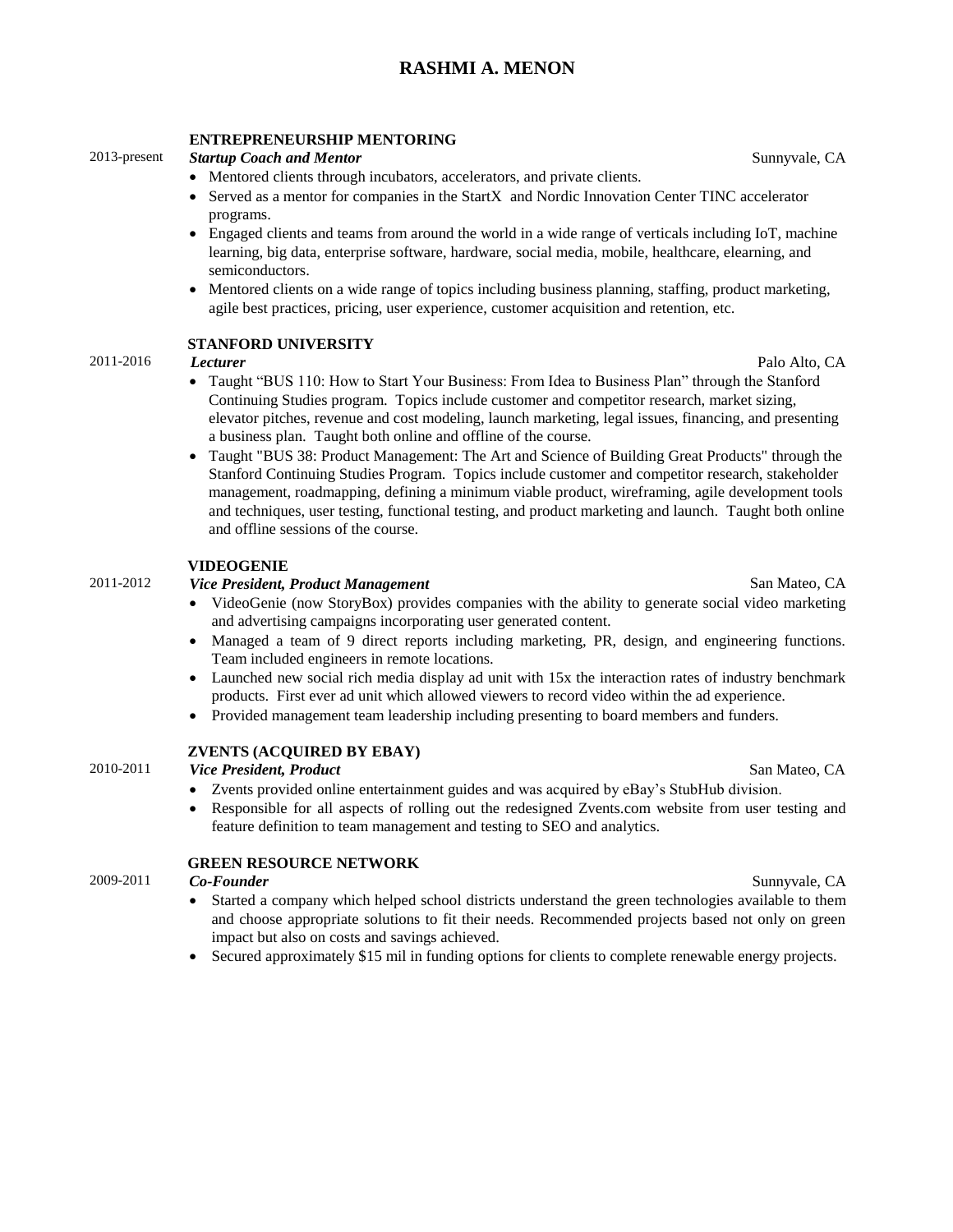# RASHMI A. MENON

### ENTREPRENEURSHIP MENTORING

2013-present **_Startup Coach and Mentor_** Sunnyvale, CA

- Mentored clients through incubators, accelerators, and private clients.
- Served as a mentor for companies in the StartX and Nordic Innovation Center TINC accelerator programs.
- Engaged clients and teams from around the world in a wide range of verticals including IoT, machine learning, big data, enterprise software, hardware, social media, mobile, healthcare, elearning, and semiconductors.
- Mentored clients on a wide range of topics including business planning, staffing, product marketing, agile best practices, pricing, user experience, customer acquisition and retention, etc.

### STANFORD UNIVERSITY

2011-2016 **_Lecturer_** Palo Alto, CA

- Taught "BUS 110: How to Start Your Business: From Idea to Business Plan" through the Stanford Continuing Studies program. Topics include customer and competitor research, market sizing, elevator pitches, revenue and cost modeling, launch marketing, legal issues, financing, and presenting a business plan. Taught both online and offline of the course.
- Taught "BUS 38: Product Management: The Art and Science of Building Great Products" through the Stanford Continuing Studies Program. Topics include customer and competitor research, stakeholder management, roadmapping, defining a minimum viable product, wireframing, agile development tools and techniques, user testing, functional testing, and product marketing and launch. Taught both online and offline sessions of the course.

### VIDEOGENIE

2011-2012 **_Vice President, Product Management_** San Mateo, CA

- VideoGenie (now StoryBox) provides companies with the ability to generate social video marketing and advertising campaigns incorporating user generated content.
- Managed a team of 9 direct reports including marketing, PR, design, and engineering functions. Team included engineers in remote locations.
- Launched new social rich media display ad unit with 15x the interaction rates of industry benchmark products. First ever ad unit which allowed viewers to record video within the ad experience.
- Provided management team leadership including presenting to board members and funders.

### ZVENTS (ACQUIRED BY EBAY)

2010-2011 **_Vice President, Product_** San Mateo, CA

- Zvents provided online entertainment guides and was acquired by eBay's StubHub division.
- Responsible for all aspects of rolling out the redesigned Zvents.com website from user testing and feature definition to team management and testing to SEO and analytics.

### GREEN RESOURCE NETWORK

2009-2011 **_Co-Founder_** Sunnyvale, CA

- Started a company which helped school districts understand the green technologies available to them and choose appropriate solutions to fit their needs. Recommended projects based not only on green impact but also on costs and savings achieved.
- Secured approximately $15 mil in funding options for clients to complete renewable energy projects.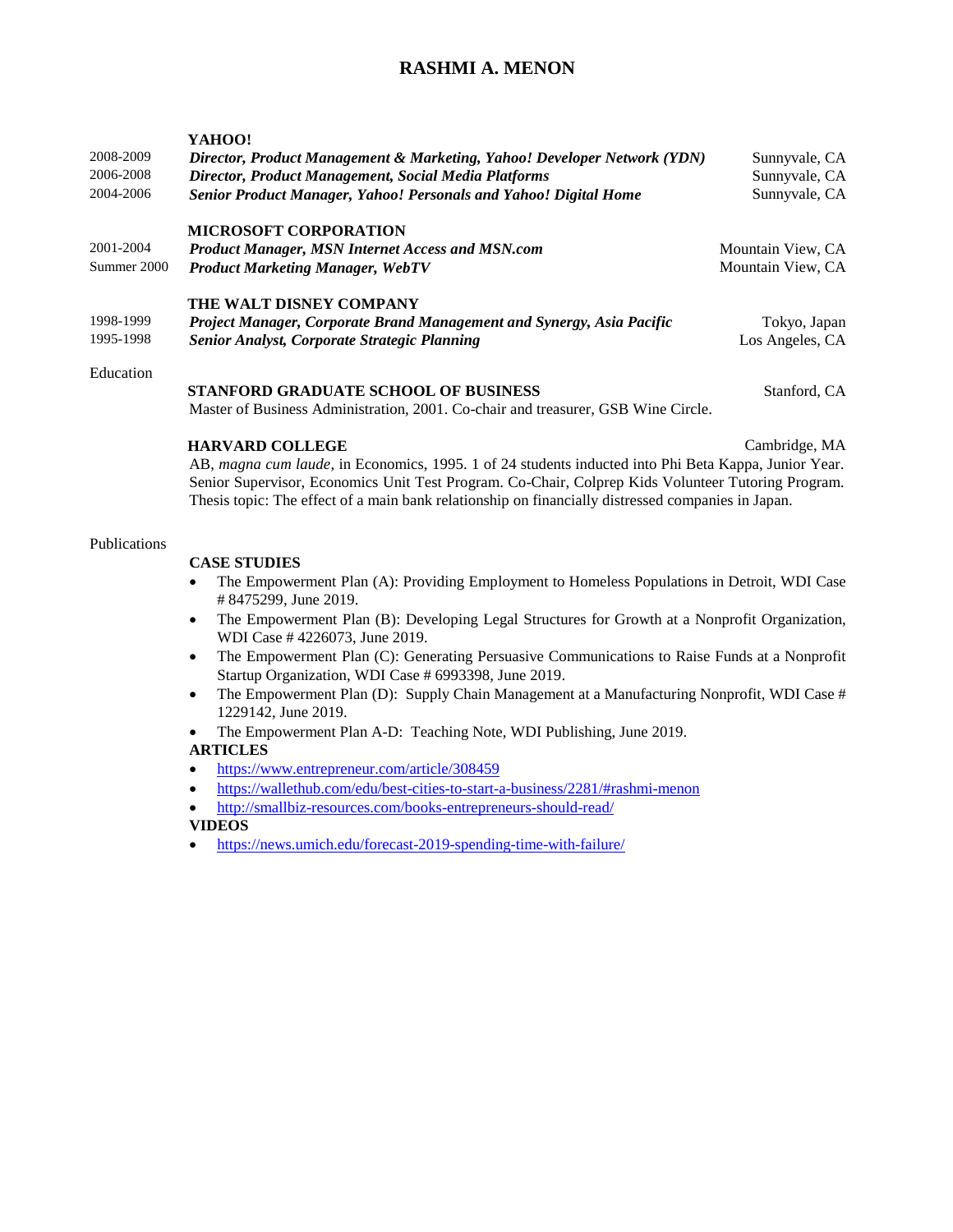# RASHMI A. MENON

**YAHOO!**

2008-2009 ***Director, Product Management & Marketing, Yahoo! Developer Network (YDN)*** Sunnyvale, CA

2006-2008 ***Director, Product Management, Social Media Platforms*** Sunnyvale, CA

2004-2006 ***Senior Product Manager, Yahoo! Personals and Yahoo! Digital Home*** Sunnyvale, CA

**MICROSOFT CORPORATION**

2001-2004 ***Product Manager, MSN Internet Access and MSN.com*** Mountain View, CA

Summer 2000 ***Product Marketing Manager, WebTV*** Mountain View, CA

**THE WALT DISNEY COMPANY**

1998-1999 ***Project Manager, Corporate Brand Management and Synergy, Asia Pacific*** Tokyo, Japan

1995-1998 ***Senior Analyst, Corporate Strategic Planning*** Los Angeles, CA

## Education

**STANFORD GRADUATE SCHOOL OF BUSINESS** Stanford, CA

Master of Business Administration, 2001. Co-chair and treasurer, GSB Wine Circle.

**HARVARD COLLEGE** Cambridge, MA

AB, *magna cum laude*, in Economics, 1995. 1 of 24 students inducted into Phi Beta Kappa, Junior Year. Senior Supervisor, Economics Unit Test Program. Co-Chair, Colprep Kids Volunteer Tutoring Program. Thesis topic: The effect of a main bank relationship on financially distressed companies in Japan.

## Publications

**CASE STUDIES**

- The Empowerment Plan (A): Providing Employment to Homeless Populations in Detroit, WDI Case # 8475299, June 2019.
- The Empowerment Plan (B): Developing Legal Structures for Growth at a Nonprofit Organization, WDI Case # 4226073, June 2019.
- The Empowerment Plan (C): Generating Persuasive Communications to Raise Funds at a Nonprofit Startup Organization, WDI Case # 6993398, June 2019.
- The Empowerment Plan (D): Supply Chain Management at a Manufacturing Nonprofit, WDI Case # 1229142, June 2019.
- The Empowerment Plan A-D: Teaching Note, WDI Publishing, June 2019.

**ARTICLES**

- https://www.entrepreneur.com/article/308459
- https://wallethub.com/edu/best-cities-to-start-a-business/2281/#rashmi-menon
- http://smallbiz-resources.com/books-entrepreneurs-should-read/

**VIDEOS**

- https://news.umich.edu/forecast-2019-spending-time-with-failure/